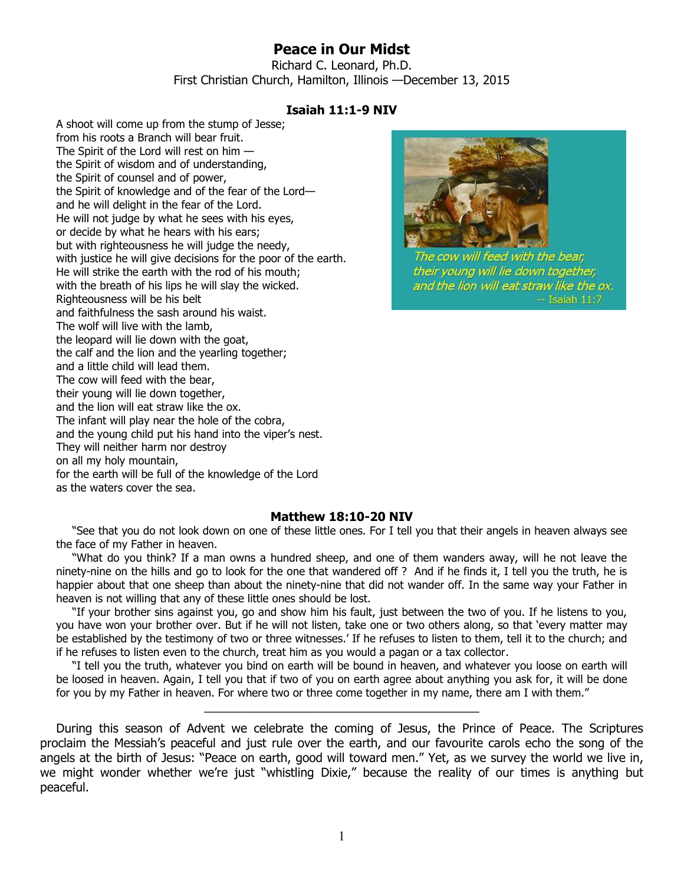# Peace in Our Midst

Richard C. Leonard, Ph.D.
First Christian Church, Hamilton, Illinois —December 13, 2015

### Isaiah 11:1-9 NIV

A shoot will come up from the stump of Jesse;
from his roots a Branch will bear fruit.
The Spirit of the Lord will rest on him —
the Spirit of wisdom and of understanding,
the Spirit of counsel and of power,
the Spirit of knowledge and of the fear of the Lord—
and he will delight in the fear of the Lord.
He will not judge by what he sees with his eyes,
or decide by what he hears with his ears;
but with righteousness he will judge the needy,
with justice he will give decisions for the poor of the earth.
He will strike the earth with the rod of his mouth;
with the breath of his lips he will slay the wicked.
Righteousness will be his belt
and faithfulness the sash around his waist.
The wolf will live with the lamb,
the leopard will lie down with the goat,
the calf and the lion and the yearling together;
and a little child will lead them.
The cow will feed with the bear,
their young will lie down together,
and the lion will eat straw like the ox.
The infant will play near the hole of the cobra,
and the young child put his hand into the viper's nest.
They will neither harm nor destroy
on all my holy mountain,
for the earth will be full of the knowledge of the Lord
as the waters cover the sea.

*The cow will feed with the bear, their young will lie down together, and the lion will eat straw like the ox.* -- Isaiah 11:7

### Matthew 18:10-20 NIV

"See that you do not look down on one of these little ones. For I tell you that their angels in heaven always see the face of my Father in heaven.

"What do you think? If a man owns a hundred sheep, and one of them wanders away, will he not leave the ninety-nine on the hills and go to look for the one that wandered off ? And if he finds it, I tell you the truth, he is happier about that one sheep than about the ninety-nine that did not wander off. In the same way your Father in heaven is not willing that any of these little ones should be lost.

"If your brother sins against you, go and show him his fault, just between the two of you. If he listens to you, you have won your brother over. But if he will not listen, take one or two others along, so that 'every matter may be established by the testimony of two or three witnesses.' If he refuses to listen to them, tell it to the church; and if he refuses to listen even to the church, treat him as you would a pagan or a tax collector.

"I tell you the truth, whatever you bind on earth will be bound in heaven, and whatever you loose on earth will be loosed in heaven. Again, I tell you that if two of you on earth agree about anything you ask for, it will be done for you by my Father in heaven. For where two or three come together in my name, there am I with them."

---

During this season of Advent we celebrate the coming of Jesus, the Prince of Peace. The Scriptures proclaim the Messiah's peaceful and just rule over the earth, and our favourite carols echo the song of the angels at the birth of Jesus: "Peace on earth, good will toward men." Yet, as we survey the world we live in, we might wonder whether we're just "whistling Dixie," because the reality of our times is anything but peaceful.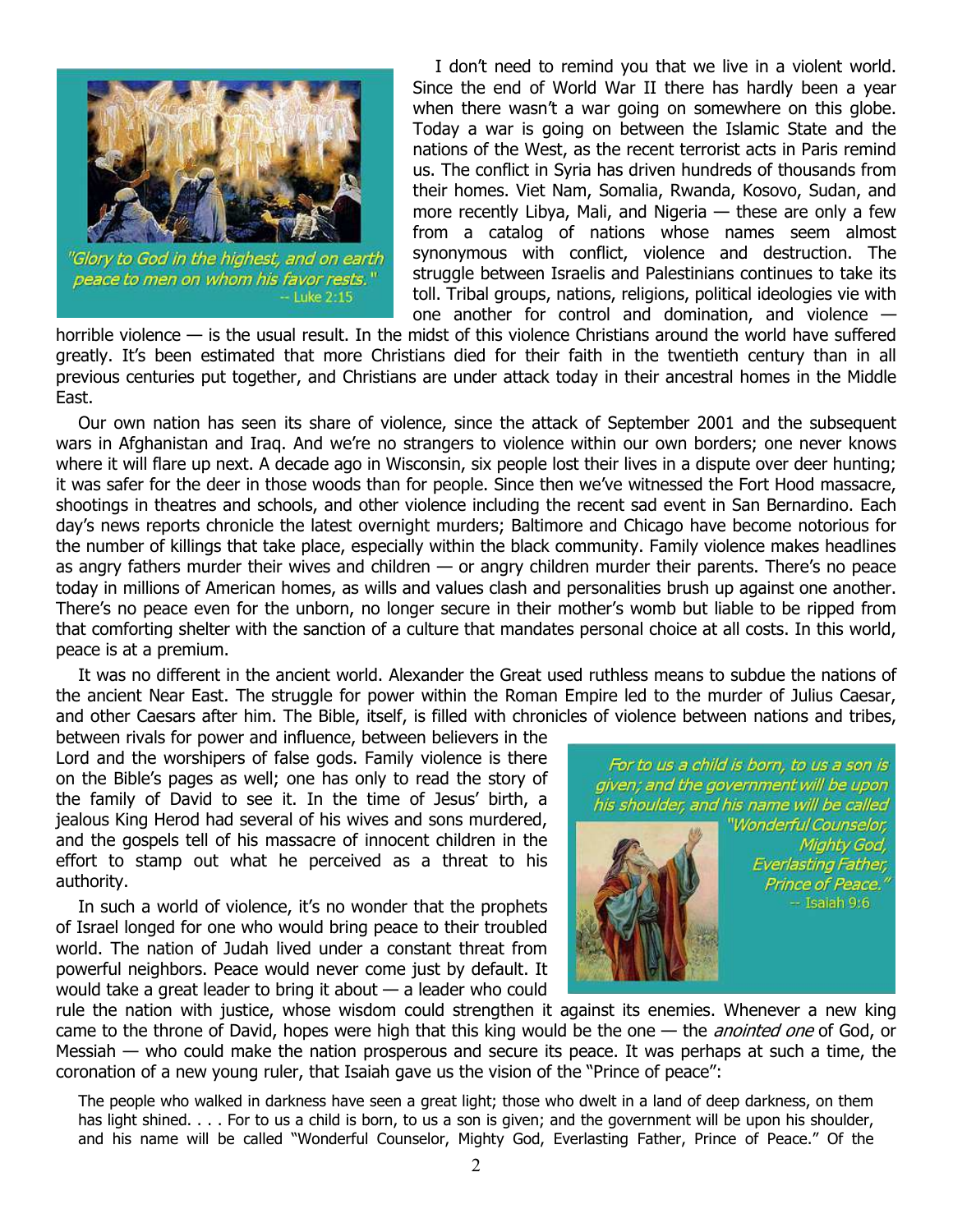"Glory to God in the highest, and on earth peace to men on whom his favor rests."
-- Luke 2:15

I don't need to remind you that we live in a violent world. Since the end of World War II there has hardly been a year when there wasn't a war going on somewhere on this globe. Today a war is going on between the Islamic State and the nations of the West, as the recent terrorist acts in Paris remind us. The conflict in Syria has driven hundreds of thousands from their homes. Viet Nam, Somalia, Rwanda, Kosovo, Sudan, and more recently Libya, Mali, and Nigeria — these are only a few from a catalog of nations whose names seem almost synonymous with conflict, violence and destruction. The struggle between Israelis and Palestinians continues to take its toll. Tribal groups, nations, religions, political ideologies vie with one another for control and domination, and violence — horrible violence — is the usual result. In the midst of this violence Christians around the world have suffered greatly. It's been estimated that more Christians died for their faith in the twentieth century than in all previous centuries put together, and Christians are under attack today in their ancestral homes in the Middle East.

Our own nation has seen its share of violence, since the attack of September 2001 and the subsequent wars in Afghanistan and Iraq. And we're no strangers to violence within our own borders; one never knows where it will flare up next. A decade ago in Wisconsin, six people lost their lives in a dispute over deer hunting; it was safer for the deer in those woods than for people. Since then we've witnessed the Fort Hood massacre, shootings in theatres and schools, and other violence including the recent sad event in San Bernardino. Each day's news reports chronicle the latest overnight murders; Baltimore and Chicago have become notorious for the number of killings that take place, especially within the black community. Family violence makes headlines as angry fathers murder their wives and children — or angry children murder their parents. There's no peace today in millions of American homes, as wills and values clash and personalities brush up against one another. There's no peace even for the unborn, no longer secure in their mother's womb but liable to be ripped from that comforting shelter with the sanction of a culture that mandates personal choice at all costs. In this world, peace is at a premium.

It was no different in the ancient world. Alexander the Great used ruthless means to subdue the nations of the ancient Near East. The struggle for power within the Roman Empire led to the murder of Julius Caesar, and other Caesars after him. The Bible, itself, is filled with chronicles of violence between nations and tribes, between rivals for power and influence, between believers in the Lord and the worshipers of false gods. Family violence is there on the Bible's pages as well; one has only to read the story of the family of David to see it. In the time of Jesus' birth, a jealous King Herod had several of his wives and sons murdered, and the gospels tell of his massacre of innocent children in the effort to stamp out what he perceived as a threat to his authority.

For to us a child is born, to us a son is given; and the government will be upon his shoulder, and his name will be called "Wonderful Counselor, Mighty God, Everlasting Father, Prince of Peace."
-- Isaiah 9:6

In such a world of violence, it's no wonder that the prophets of Israel longed for one who would bring peace to their troubled world. The nation of Judah lived under a constant threat from powerful neighbors. Peace would never come just by default. It would take a great leader to bring it about — a leader who could rule the nation with justice, whose wisdom could strengthen it against its enemies. Whenever a new king came to the throne of David, hopes were high that this king would be the one — the *anointed one* of God, or Messiah — who could make the nation prosperous and secure its peace. It was perhaps at such a time, the coronation of a new young ruler, that Isaiah gave us the vision of the "Prince of peace":

> The people who walked in darkness have seen a great light; those who dwelt in a land of deep darkness, on them has light shined. . . . For to us a child is born, to us a son is given; and the government will be upon his shoulder, and his name will be called "Wonderful Counselor, Mighty God, Everlasting Father, Prince of Peace." Of the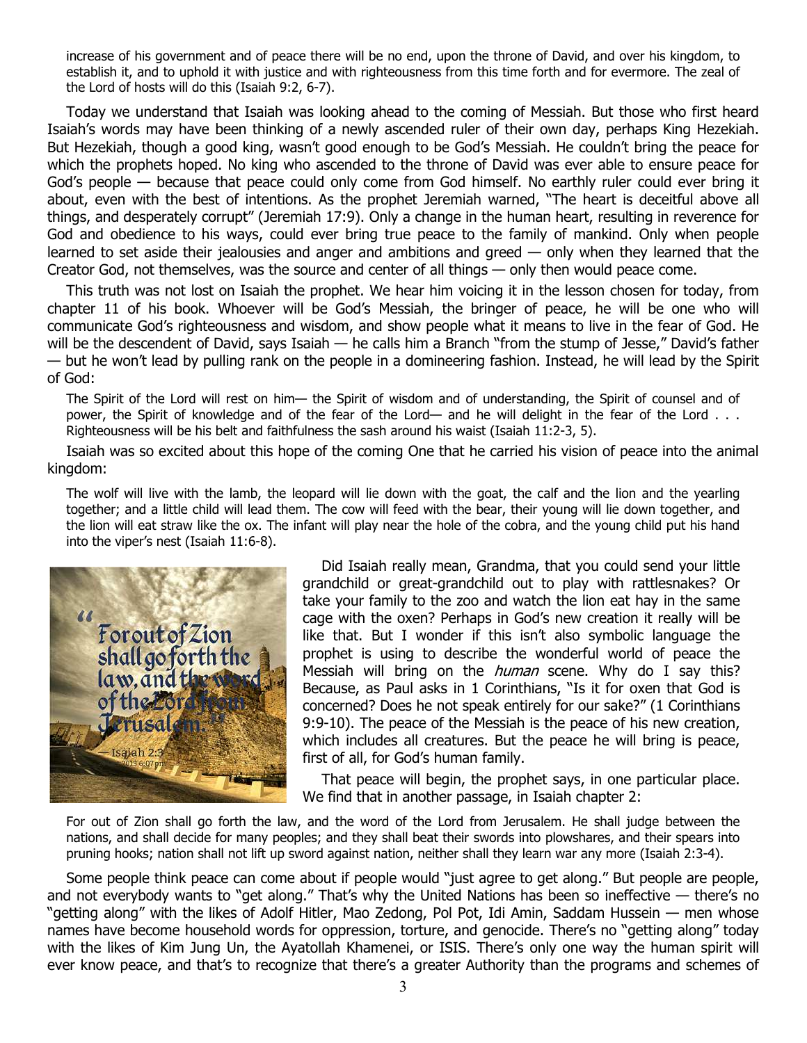increase of his government and of peace there will be no end, upon the throne of David, and over his kingdom, to establish it, and to uphold it with justice and with righteousness from this time forth and for evermore. The zeal of the Lord of hosts will do this (Isaiah 9:2, 6-7).

Today we understand that Isaiah was looking ahead to the coming of Messiah. But those who first heard Isaiah's words may have been thinking of a newly ascended ruler of their own day, perhaps King Hezekiah. But Hezekiah, though a good king, wasn't good enough to be God's Messiah. He couldn't bring the peace for which the prophets hoped. No king who ascended to the throne of David was ever able to ensure peace for God's people — because that peace could only come from God himself. No earthly ruler could ever bring it about, even with the best of intentions. As the prophet Jeremiah warned, "The heart is deceitful above all things, and desperately corrupt" (Jeremiah 17:9). Only a change in the human heart, resulting in reverence for God and obedience to his ways, could ever bring true peace to the family of mankind. Only when people learned to set aside their jealousies and anger and ambitions and greed — only when they learned that the Creator God, not themselves, was the source and center of all things — only then would peace come.

This truth was not lost on Isaiah the prophet. We hear him voicing it in the lesson chosen for today, from chapter 11 of his book. Whoever will be God's Messiah, the bringer of peace, he will be one who will communicate God's righteousness and wisdom, and show people what it means to live in the fear of God. He will be the descendent of David, says Isaiah — he calls him a Branch "from the stump of Jesse," David's father — but he won't lead by pulling rank on the people in a domineering fashion. Instead, he will lead by the Spirit of God:

> The Spirit of the Lord will rest on him— the Spirit of wisdom and of understanding, the Spirit of counsel and of power, the Spirit of knowledge and of the fear of the Lord— and he will delight in the fear of the Lord . . . Righteousness will be his belt and faithfulness the sash around his waist (Isaiah 11:2-3, 5).

Isaiah was so excited about this hope of the coming One that he carried his vision of peace into the animal kingdom:

> The wolf will live with the lamb, the leopard will lie down with the goat, the calf and the lion and the yearling together; and a little child will lead them. The cow will feed with the bear, their young will lie down together, and the lion will eat straw like the ox. The infant will play near the hole of the cobra, and the young child put his hand into the viper's nest (Isaiah 11:6-8).

Did Isaiah really mean, Grandma, that you could send your little grandchild or great-grandchild out to play with rattlesnakes? Or take your family to the zoo and watch the lion eat hay in the same cage with the oxen? Perhaps in God's new creation it really will be like that. But I wonder if this isn't also symbolic language the prophet is using to describe the wonderful world of peace the Messiah will bring on the *human* scene. Why do I say this? Because, as Paul asks in 1 Corinthians, "Is it for oxen that God is concerned? Does he not speak entirely for our sake?" (1 Corinthians 9:9-10). The peace of the Messiah is the peace of his new creation, which includes all creatures. But the peace he will bring is peace, first of all, for God's human family.

That peace will begin, the prophet says, in one particular place. We find that in another passage, in Isaiah chapter 2:

> For out of Zion shall go forth the law, and the word of the Lord from Jerusalem. He shall judge between the nations, and shall decide for many peoples; and they shall beat their swords into plowshares, and their spears into pruning hooks; nation shall not lift up sword against nation, neither shall they learn war any more (Isaiah 2:3-4).

Some people think peace can come about if people would "just agree to get along." But people are people, and not everybody wants to "get along." That's why the United Nations has been so ineffective — there's no "getting along" with the likes of Adolf Hitler, Mao Zedong, Pol Pot, Idi Amin, Saddam Hussein — men whose names have become household words for oppression, torture, and genocide. There's no "getting along" today with the likes of Kim Jung Un, the Ayatollah Khamenei, or ISIS. There's only one way the human spirit will ever know peace, and that's to recognize that there's a greater Authority than the programs and schemes of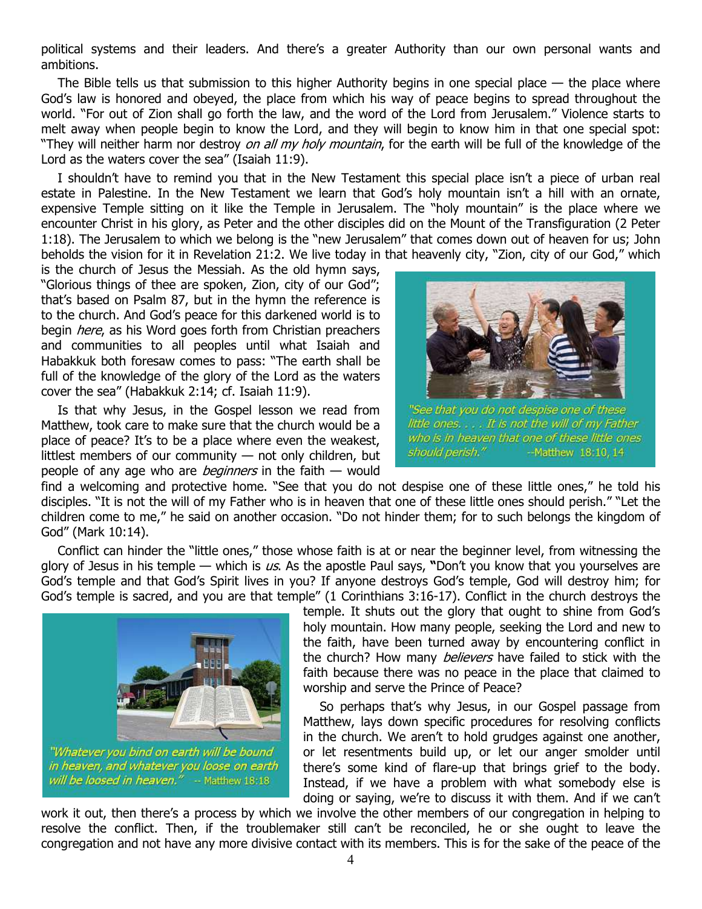political systems and their leaders. And there's a greater Authority than our own personal wants and ambitions.

The Bible tells us that submission to this higher Authority begins in one special place — the place where God's law is honored and obeyed, the place from which his way of peace begins to spread throughout the world. "For out of Zion shall go forth the law, and the word of the Lord from Jerusalem." Violence starts to melt away when people begin to know the Lord, and they will begin to know him in that one special spot: "They will neither harm nor destroy *on all my holy mountain*, for the earth will be full of the knowledge of the Lord as the waters cover the sea" (Isaiah 11:9).

I shouldn't have to remind you that in the New Testament this special place isn't a piece of urban real estate in Palestine. In the New Testament we learn that God's holy mountain isn't a hill with an ornate, expensive Temple sitting on it like the Temple in Jerusalem. The "holy mountain" is the place where we encounter Christ in his glory, as Peter and the other disciples did on the Mount of the Transfiguration (2 Peter 1:18). The Jerusalem to which we belong is the "new Jerusalem" that comes down out of heaven for us; John beholds the vision for it in Revelation 21:2. We live today in that heavenly city, "Zion, city of our God," which is the church of Jesus the Messiah. As the old hymn says, "Glorious things of thee are spoken, Zion, city of our God"; that's based on Psalm 87, but in the hymn the reference is to the church. And God's peace for this darkened world is to begin *here*, as his Word goes forth from Christian preachers and communities to all peoples until what Isaiah and Habakkuk both foresaw comes to pass: "The earth shall be full of the knowledge of the glory of the Lord as the waters cover the sea" (Habakkuk 2:14; cf. Isaiah 11:9).

*"See that you do not despise one of these little ones. . . . It is not the will of my Father who is in heaven that one of these little ones should perish."* --Matthew 18:10, 14

Is that why Jesus, in the Gospel lesson we read from Matthew, took care to make sure that the church would be a place of peace? It's to be a place where even the weakest, littlest members of our community — not only children, but people of any age who are *beginners* in the faith — would find a welcoming and protective home. "See that you do not despise one of these little ones," he told his disciples. "It is not the will of my Father who is in heaven that one of these little ones should perish." "Let the children come to me," he said on another occasion. "Do not hinder them; for to such belongs the kingdom of God" (Mark 10:14).

Conflict can hinder the "little ones," those whose faith is at or near the beginner level, from witnessing the glory of Jesus in his temple — which is *us*. As the apostle Paul says, **"**Don't you know that you yourselves are God's temple and that God's Spirit lives in you? If anyone destroys God's temple, God will destroy him; for God's temple is sacred, and you are that temple" (1 Corinthians 3:16-17). Conflict in the church destroys the temple. It shuts out the glory that ought to shine from God's holy mountain. How many people, seeking the Lord and new to the faith, have been turned away by encountering conflict in the church? How many *believers* have failed to stick with the faith because there was no peace in the place that claimed to worship and serve the Prince of Peace?

*"Whatever you bind on earth will be bound in heaven, and whatever you loose on earth will be loosed in heaven."* -- Matthew 18:18

So perhaps that's why Jesus, in our Gospel passage from Matthew, lays down specific procedures for resolving conflicts in the church. We aren't to hold grudges against one another, or let resentments build up, or let our anger smolder until there's some kind of flare-up that brings grief to the body. Instead, if we have a problem with what somebody else is doing or saying, we're to discuss it with them. And if we can't work it out, then there's a process by which we involve the other members of our congregation in helping to resolve the conflict. Then, if the troublemaker still can't be reconciled, he or she ought to leave the congregation and not have any more divisive contact with its members. This is for the sake of the peace of the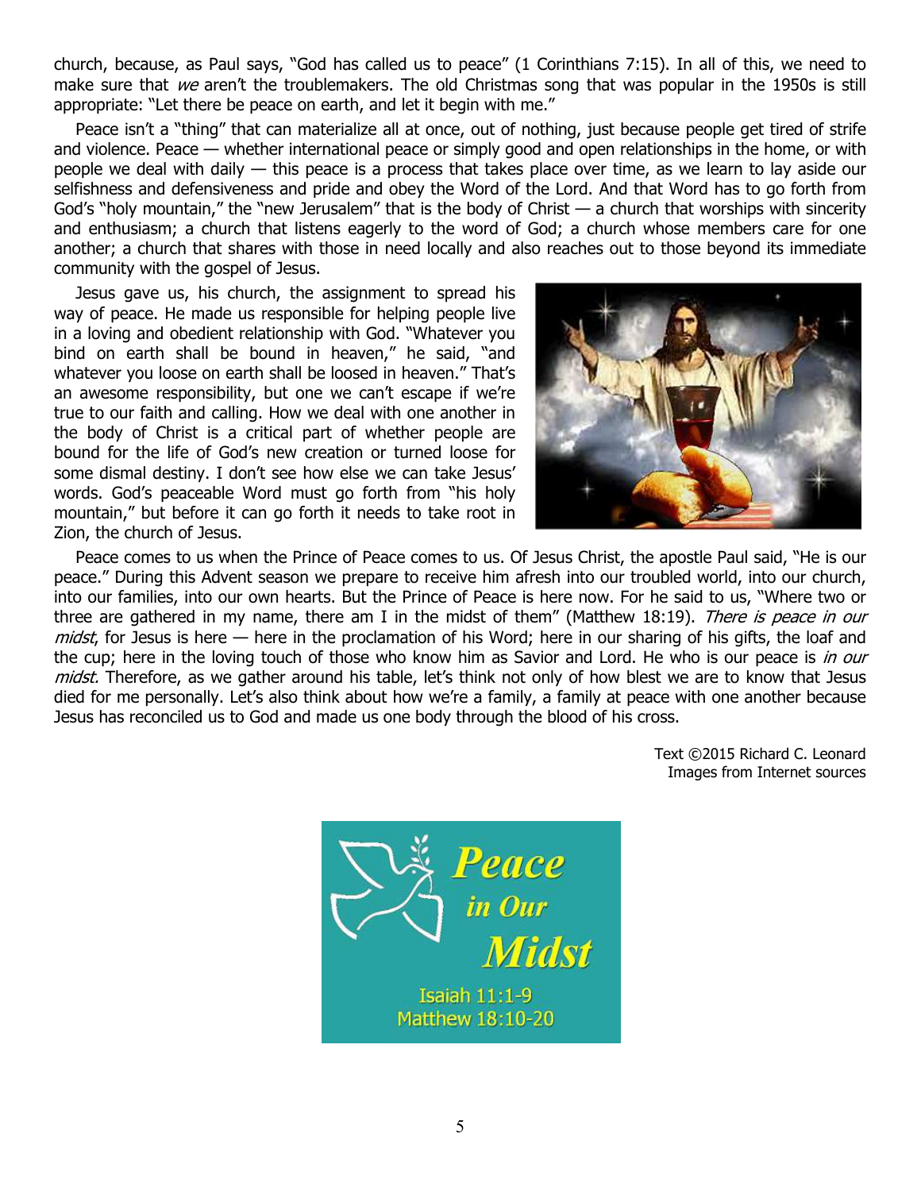church, because, as Paul says, "God has called us to peace" (1 Corinthians 7:15). In all of this, we need to make sure that *we* aren't the troublemakers. The old Christmas song that was popular in the 1950s is still appropriate: "Let there be peace on earth, and let it begin with me."

Peace isn't a "thing" that can materialize all at once, out of nothing, just because people get tired of strife and violence. Peace — whether international peace or simply good and open relationships in the home, or with people we deal with daily — this peace is a process that takes place over time, as we learn to lay aside our selfishness and defensiveness and pride and obey the Word of the Lord. And that Word has to go forth from God's "holy mountain," the "new Jerusalem" that is the body of Christ — a church that worships with sincerity and enthusiasm; a church that listens eagerly to the word of God; a church whose members care for one another; a church that shares with those in need locally and also reaches out to those beyond its immediate community with the gospel of Jesus.

Jesus gave us, his church, the assignment to spread his way of peace. He made us responsible for helping people live in a loving and obedient relationship with God. "Whatever you bind on earth shall be bound in heaven," he said, "and whatever you loose on earth shall be loosed in heaven." That's an awesome responsibility, but one we can't escape if we're true to our faith and calling. How we deal with one another in the body of Christ is a critical part of whether people are bound for the life of God's new creation or turned loose for some dismal destiny. I don't see how else we can take Jesus' words. God's peaceable Word must go forth from "his holy mountain," but before it can go forth it needs to take root in Zion, the church of Jesus.

Peace comes to us when the Prince of Peace comes to us. Of Jesus Christ, the apostle Paul said, "He is our peace." During this Advent season we prepare to receive him afresh into our troubled world, into our church, into our families, into our own hearts. But the Prince of Peace is here now. For he said to us, "Where two or three are gathered in my name, there am I in the midst of them" (Matthew 18:19). *There is peace in our midst*, for Jesus is here — here in the proclamation of his Word; here in our sharing of his gifts, the loaf and the cup; here in the loving touch of those who know him as Savior and Lord. He who is our peace is *in our midst.* Therefore, as we gather around his table, let's think not only of how blest we are to know that Jesus died for me personally. Let's also think about how we're a family, a family at peace with one another because Jesus has reconciled us to God and made us one body through the blood of his cross.

Text ©2015 Richard C. Leonard
Images from Internet sources

**Peace in Our Midst**

Isaiah 11:1-9
Matthew 18:10-20